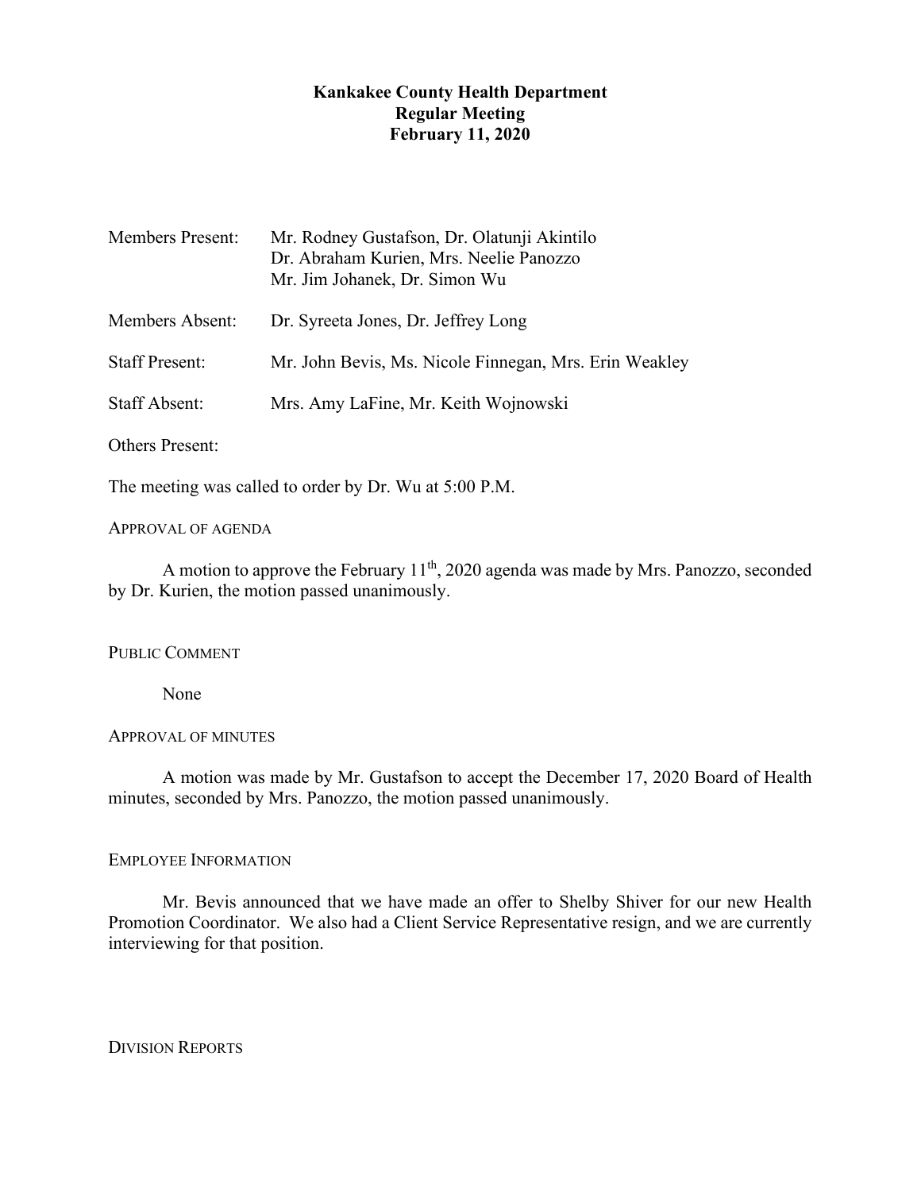# Kankakee County Health Department
## Regular Meeting
## February 11, 2020

| | |
|---|---|
| Members Present: | Mr. Rodney Gustafson, Dr. Olatunji Akintilo<br>Dr. Abraham Kurien, Mrs. Neelie Panozzo<br>Mr. Jim Johanek, Dr. Simon Wu |
| Members Absent: | Dr. Syreeta Jones, Dr. Jeffrey Long |
| Staff Present: | Mr. John Bevis, Ms. Nicole Finnegan, Mrs. Erin Weakley |
| Staff Absent: | Mrs. Amy LaFine, Mr. Keith Wojnowski |
| Others Present: | |

The meeting was called to order by Dr. Wu at 5:00 P.M.

APPROVAL OF AGENDA

A motion to approve the February 11th, 2020 agenda was made by Mrs. Panozzo, seconded by Dr. Kurien, the motion passed unanimously.

PUBLIC COMMENT

None

APPROVAL OF MINUTES

A motion was made by Mr. Gustafson to accept the December 17, 2020 Board of Health minutes, seconded by Mrs. Panozzo, the motion passed unanimously.

EMPLOYEE INFORMATION

Mr. Bevis announced that we have made an offer to Shelby Shiver for our new Health Promotion Coordinator. We also had a Client Service Representative resign, and we are currently interviewing for that position.

DIVISION REPORTS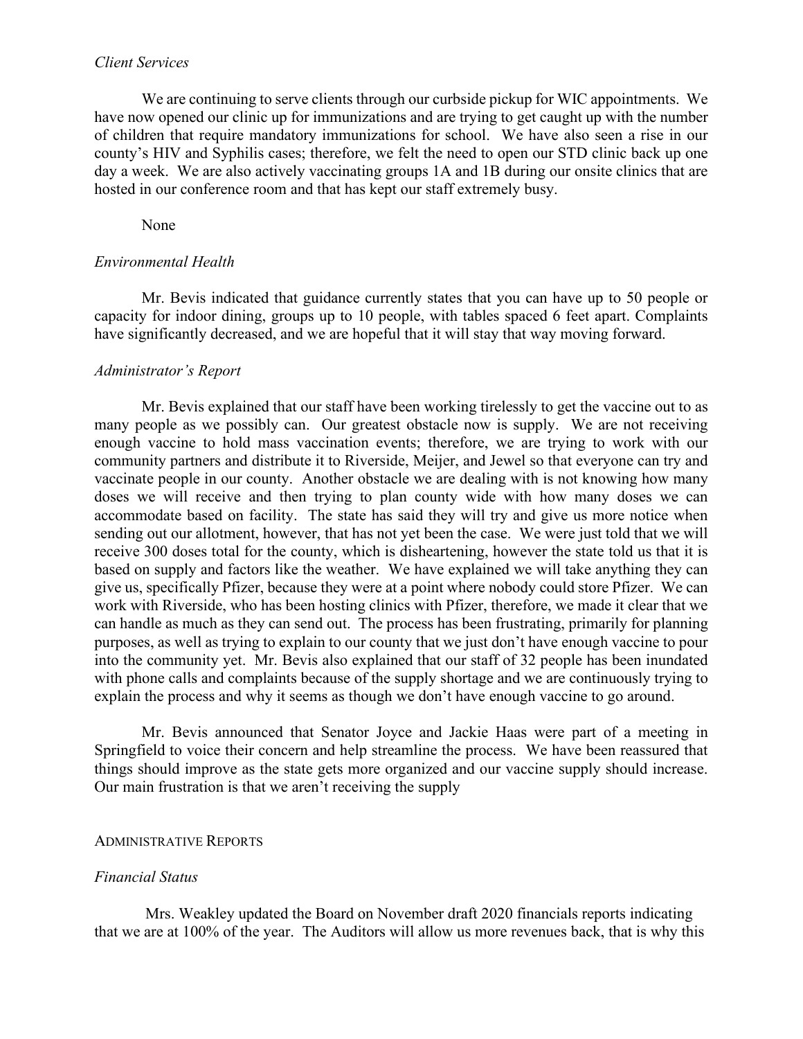*Client Services*

We are continuing to serve clients through our curbside pickup for WIC appointments. We have now opened our clinic up for immunizations and are trying to get caught up with the number of children that require mandatory immunizations for school. We have also seen a rise in our county's HIV and Syphilis cases; therefore, we felt the need to open our STD clinic back up one day a week. We are also actively vaccinating groups 1A and 1B during our onsite clinics that are hosted in our conference room and that has kept our staff extremely busy.

None

*Environmental Health*

Mr. Bevis indicated that guidance currently states that you can have up to 50 people or capacity for indoor dining, groups up to 10 people, with tables spaced 6 feet apart. Complaints have significantly decreased, and we are hopeful that it will stay that way moving forward.

*Administrator's Report*

Mr. Bevis explained that our staff have been working tirelessly to get the vaccine out to as many people as we possibly can. Our greatest obstacle now is supply. We are not receiving enough vaccine to hold mass vaccination events; therefore, we are trying to work with our community partners and distribute it to Riverside, Meijer, and Jewel so that everyone can try and vaccinate people in our county. Another obstacle we are dealing with is not knowing how many doses we will receive and then trying to plan county wide with how many doses we can accommodate based on facility. The state has said they will try and give us more notice when sending out our allotment, however, that has not yet been the case. We were just told that we will receive 300 doses total for the county, which is disheartening, however the state told us that it is based on supply and factors like the weather. We have explained we will take anything they can give us, specifically Pfizer, because they were at a point where nobody could store Pfizer. We can work with Riverside, who has been hosting clinics with Pfizer, therefore, we made it clear that we can handle as much as they can send out. The process has been frustrating, primarily for planning purposes, as well as trying to explain to our county that we just don't have enough vaccine to pour into the community yet. Mr. Bevis also explained that our staff of 32 people has been inundated with phone calls and complaints because of the supply shortage and we are continuously trying to explain the process and why it seems as though we don't have enough vaccine to go around.

Mr. Bevis announced that Senator Joyce and Jackie Haas were part of a meeting in Springfield to voice their concern and help streamline the process. We have been reassured that things should improve as the state gets more organized and our vaccine supply should increase. Our main frustration is that we aren't receiving the supply

ADMINISTRATIVE REPORTS

*Financial Status*

Mrs. Weakley updated the Board on November draft 2020 financials reports indicating that we are at 100% of the year. The Auditors will allow us more revenues back, that is why this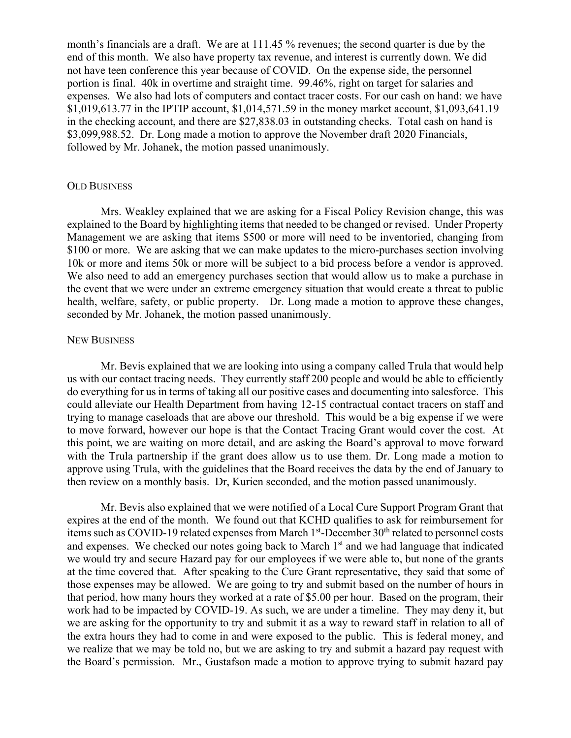month's financials are a draft. We are at 111.45 % revenues; the second quarter is due by the end of this month. We also have property tax revenue, and interest is currently down. We did not have teen conference this year because of COVID. On the expense side, the personnel portion is final. 40k in overtime and straight time. 99.46%, right on target for salaries and expenses. We also had lots of computers and contact tracer costs. For our cash on hand: we have $1,019,613.77 in the IPTIP account, $1,014,571.59 in the money market account, $1,093,641.19 in the checking account, and there are $27,838.03 in outstanding checks. Total cash on hand is $3,099,988.52. Dr. Long made a motion to approve the November draft 2020 Financials, followed by Mr. Johanek, the motion passed unanimously.

## OLD BUSINESS

Mrs. Weakley explained that we are asking for a Fiscal Policy Revision change, this was explained to the Board by highlighting items that needed to be changed or revised. Under Property Management we are asking that items $500 or more will need to be inventoried, changing from $100 or more. We are asking that we can make updates to the micro-purchases section involving 10k or more and items 50k or more will be subject to a bid process before a vendor is approved. We also need to add an emergency purchases section that would allow us to make a purchase in the event that we were under an extreme emergency situation that would create a threat to public health, welfare, safety, or public property. Dr. Long made a motion to approve these changes, seconded by Mr. Johanek, the motion passed unanimously.

## NEW BUSINESS

Mr. Bevis explained that we are looking into using a company called Trula that would help us with our contact tracing needs. They currently staff 200 people and would be able to efficiently do everything for us in terms of taking all our positive cases and documenting into salesforce. This could alleviate our Health Department from having 12-15 contractual contact tracers on staff and trying to manage caseloads that are above our threshold. This would be a big expense if we were to move forward, however our hope is that the Contact Tracing Grant would cover the cost. At this point, we are waiting on more detail, and are asking the Board's approval to move forward with the Trula partnership if the grant does allow us to use them. Dr. Long made a motion to approve using Trula, with the guidelines that the Board receives the data by the end of January to then review on a monthly basis. Dr, Kurien seconded, and the motion passed unanimously.

Mr. Bevis also explained that we were notified of a Local Cure Support Program Grant that expires at the end of the month. We found out that KCHD qualifies to ask for reimbursement for items such as COVID-19 related expenses from March 1st-December 30th related to personnel costs and expenses. We checked our notes going back to March 1st and we had language that indicated we would try and secure Hazard pay for our employees if we were able to, but none of the grants at the time covered that. After speaking to the Cure Grant representative, they said that some of those expenses may be allowed. We are going to try and submit based on the number of hours in that period, how many hours they worked at a rate of $5.00 per hour. Based on the program, their work had to be impacted by COVID-19. As such, we are under a timeline. They may deny it, but we are asking for the opportunity to try and submit it as a way to reward staff in relation to all of the extra hours they had to come in and were exposed to the public. This is federal money, and we realize that we may be told no, but we are asking to try and submit a hazard pay request with the Board's permission. Mr., Gustafson made a motion to approve trying to submit hazard pay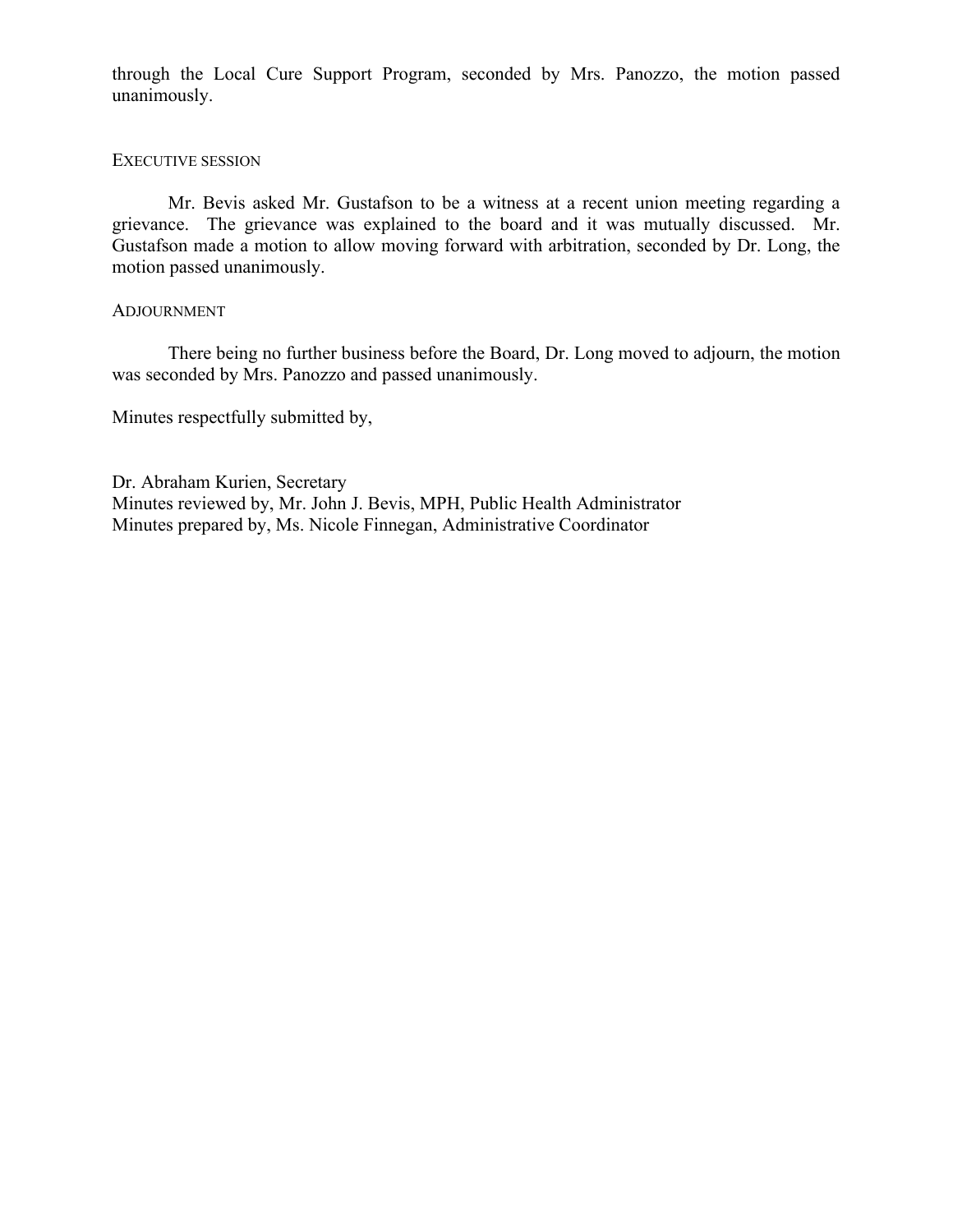through the Local Cure Support Program, seconded by Mrs. Panozzo, the motion passed unanimously.

## EXECUTIVE SESSION

Mr. Bevis asked Mr. Gustafson to be a witness at a recent union meeting regarding a grievance. The grievance was explained to the board and it was mutually discussed. Mr. Gustafson made a motion to allow moving forward with arbitration, seconded by Dr. Long, the motion passed unanimously.

## ADJOURNMENT

There being no further business before the Board, Dr. Long moved to adjourn, the motion was seconded by Mrs. Panozzo and passed unanimously.

Minutes respectfully submitted by,

Dr. Abraham Kurien, Secretary
Minutes reviewed by, Mr. John J. Bevis, MPH, Public Health Administrator
Minutes prepared by, Ms. Nicole Finnegan, Administrative Coordinator